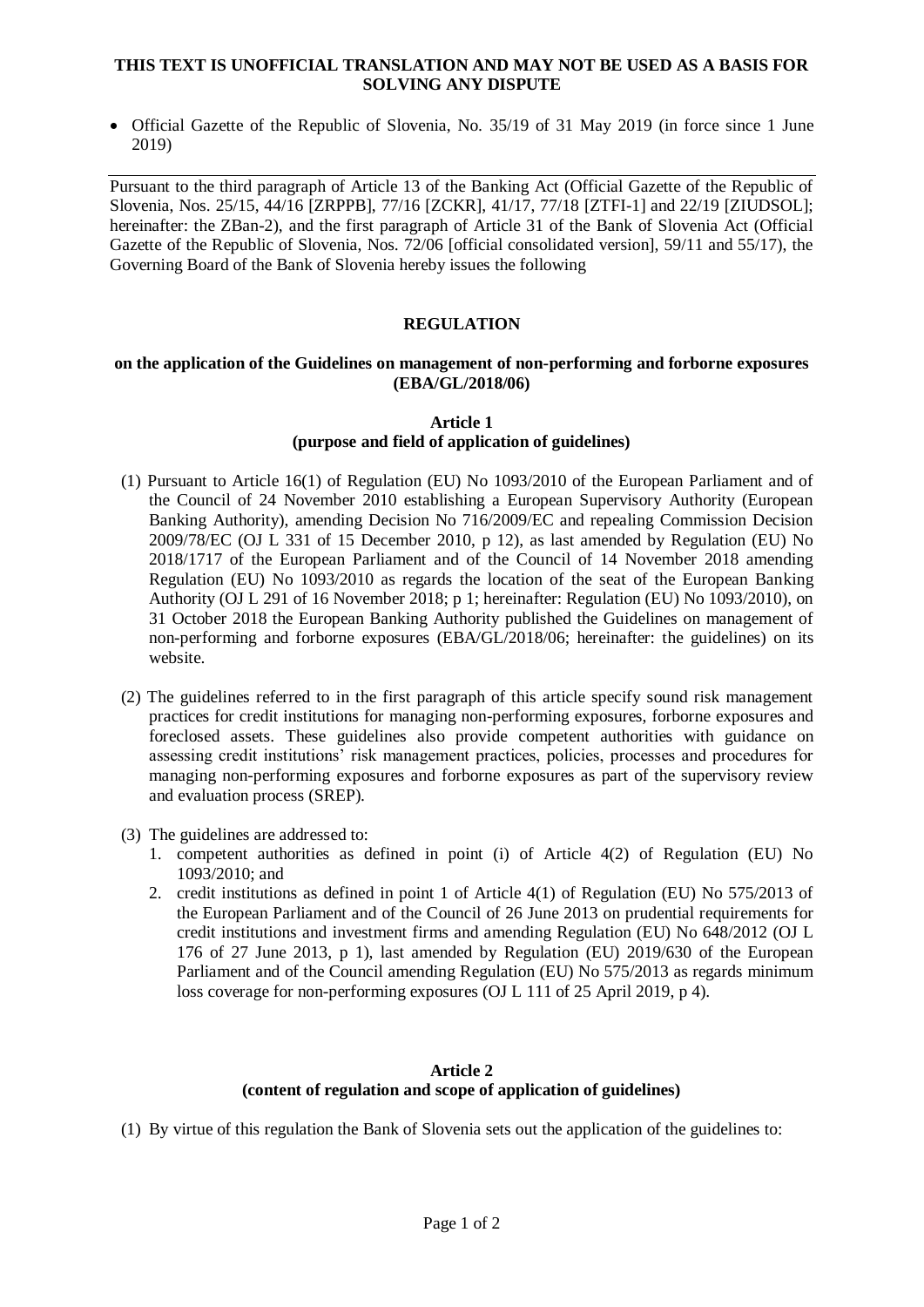**THIS TEXT IS UNOFFICIAL TRANSLATION AND MAY NOT BE USED AS A BASIS FOR SOLVING ANY DISPUTE**

- Official Gazette of the Republic of Slovenia, No. 35/19 of 31 May 2019 (in force since 1 June 2019)

---

Pursuant to the third paragraph of Article 13 of the Banking Act (Official Gazette of the Republic of Slovenia, Nos. 25/15, 44/16 [ZRPPB], 77/16 [ZCKR], 41/17, 77/18 [ZTFI-1] and 22/19 [ZIUDSOL]; hereinafter: the ZBan-2), and the first paragraph of Article 31 of the Bank of Slovenia Act (Official Gazette of the Republic of Slovenia, Nos. 72/06 [official consolidated version], 59/11 and 55/17), the Governing Board of the Bank of Slovenia hereby issues the following

# REGULATION

## on the application of the Guidelines on management of non-performing and forborne exposures (EBA/GL/2018/06)

### Article 1
### (purpose and field of application of guidelines)

(1) Pursuant to Article 16(1) of Regulation (EU) No 1093/2010 of the European Parliament and of the Council of 24 November 2010 establishing a European Supervisory Authority (European Banking Authority), amending Decision No 716/2009/EC and repealing Commission Decision 2009/78/EC (OJ L 331 of 15 December 2010, p 12), as last amended by Regulation (EU) No 2018/1717 of the European Parliament and of the Council of 14 November 2018 amending Regulation (EU) No 1093/2010 as regards the location of the seat of the European Banking Authority (OJ L 291 of 16 November 2018; p 1; hereinafter: Regulation (EU) No 1093/2010), on 31 October 2018 the European Banking Authority published the Guidelines on management of non-performing and forborne exposures (EBA/GL/2018/06; hereinafter: the guidelines) on its website.

(2) The guidelines referred to in the first paragraph of this article specify sound risk management practices for credit institutions for managing non-performing exposures, forborne exposures and foreclosed assets. These guidelines also provide competent authorities with guidance on assessing credit institutions' risk management practices, policies, processes and procedures for managing non-performing exposures and forborne exposures as part of the supervisory review and evaluation process (SREP).

(3) The guidelines are addressed to:
1. competent authorities as defined in point (i) of Article 4(2) of Regulation (EU) No 1093/2010; and
2. credit institutions as defined in point 1 of Article 4(1) of Regulation (EU) No 575/2013 of the European Parliament and of the Council of 26 June 2013 on prudential requirements for credit institutions and investment firms and amending Regulation (EU) No 648/2012 (OJ L 176 of 27 June 2013, p 1), last amended by Regulation (EU) 2019/630 of the European Parliament and of the Council amending Regulation (EU) No 575/2013 as regards minimum loss coverage for non-performing exposures (OJ L 111 of 25 April 2019, p 4).

### Article 2
### (content of regulation and scope of application of guidelines)

(1) By virtue of this regulation the Bank of Slovenia sets out the application of the guidelines to: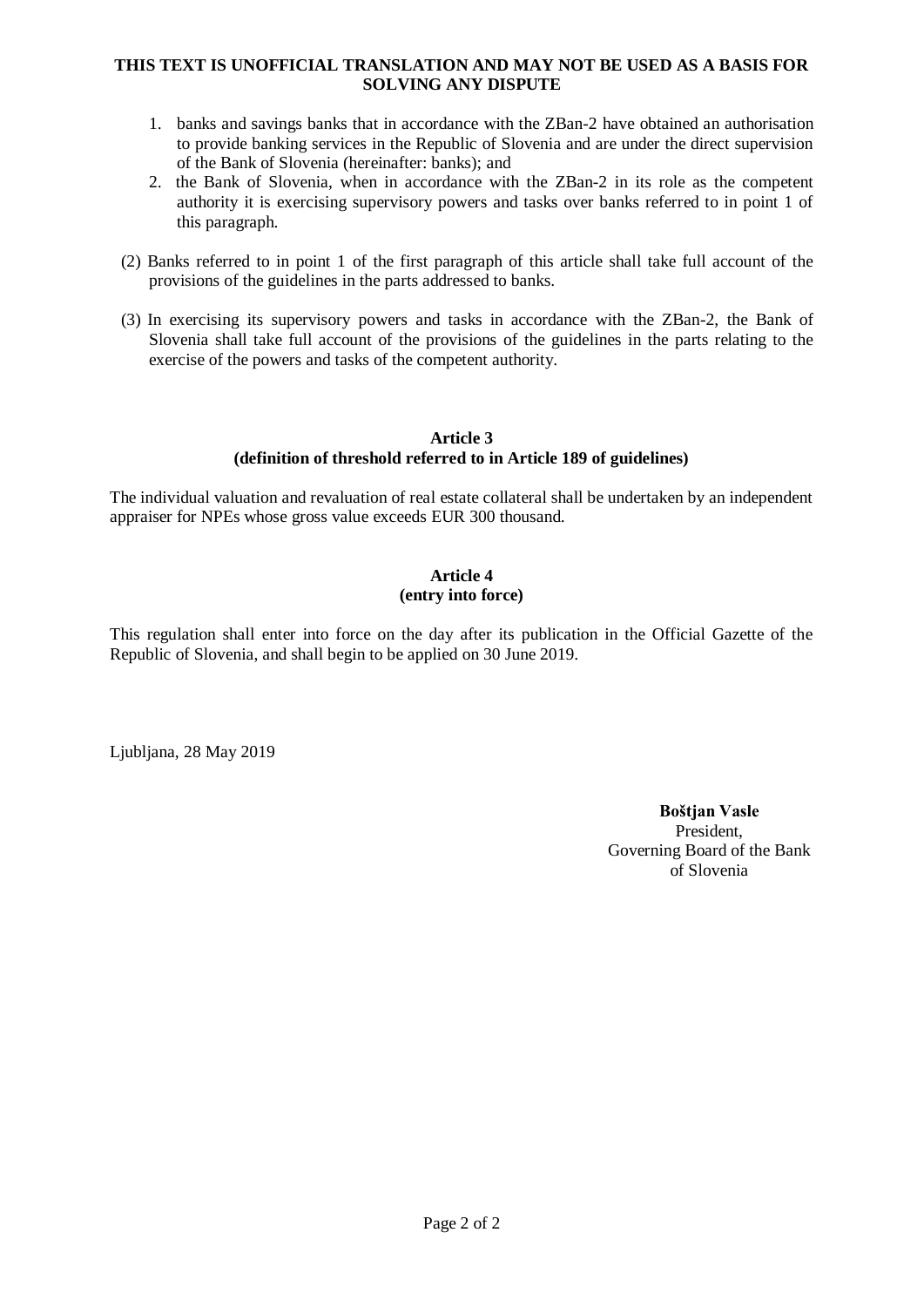**THIS TEXT IS UNOFFICIAL TRANSLATION AND MAY NOT BE USED AS A BASIS FOR SOLVING ANY DISPUTE**

1. banks and savings banks that in accordance with the ZBan-2 have obtained an authorisation to provide banking services in the Republic of Slovenia and are under the direct supervision of the Bank of Slovenia (hereinafter: banks); and
2. the Bank of Slovenia, when in accordance with the ZBan-2 in its role as the competent authority it is exercising supervisory powers and tasks over banks referred to in point 1 of this paragraph.

(2) Banks referred to in point 1 of the first paragraph of this article shall take full account of the provisions of the guidelines in the parts addressed to banks.

(3) In exercising its supervisory powers and tasks in accordance with the ZBan-2, the Bank of Slovenia shall take full account of the provisions of the guidelines in the parts relating to the exercise of the powers and tasks of the competent authority.

**Article 3**
**(definition of threshold referred to in Article 189 of guidelines)**

The individual valuation and revaluation of real estate collateral shall be undertaken by an independent appraiser for NPEs whose gross value exceeds EUR 300 thousand.

**Article 4**
**(entry into force)**

This regulation shall enter into force on the day after its publication in the Official Gazette of the Republic of Slovenia, and shall begin to be applied on 30 June 2019.

Ljubljana, 28 May 2019

**Boštjan Vasle**
President,
Governing Board of the Bank of Slovenia